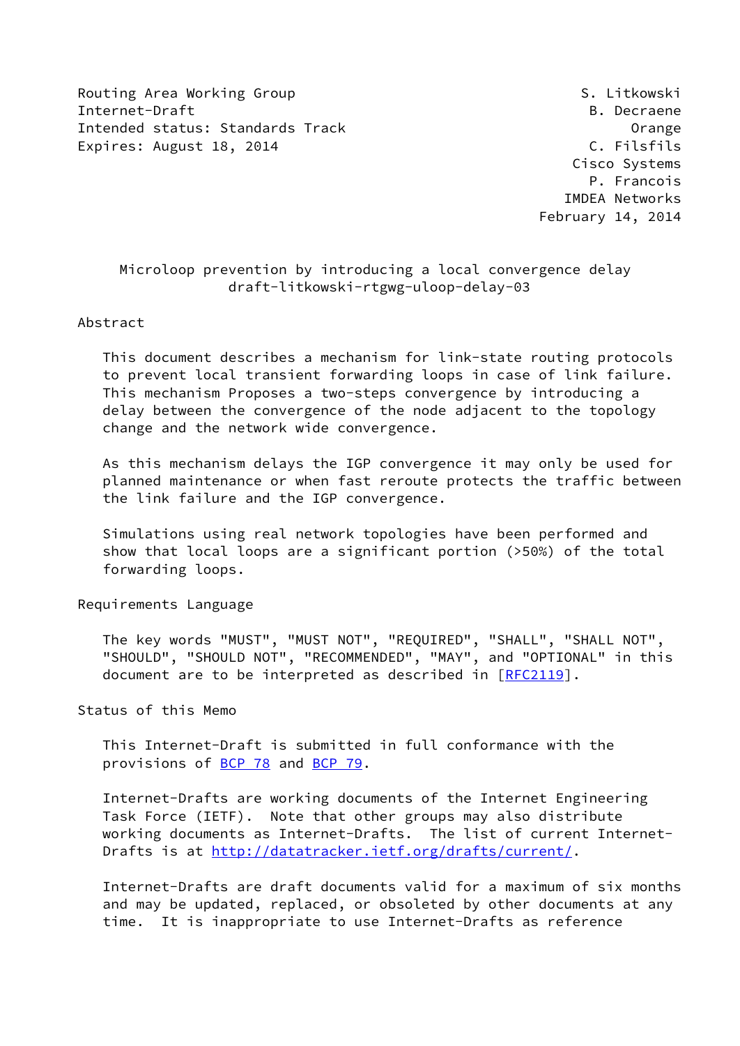Routing Area Working Group S. Litkowski
Internet-Draft B. Decraene
Intended status: Standards Track Orange
Expires: August 18, 2014 C. Filsfils
Cisco Systems
P. Francois
IMDEA Networks
February 14, 2014

# Microloop prevention by introducing a local convergence delay
draft-litkowski-rtgwg-uloop-delay-03

## Abstract

This document describes a mechanism for link-state routing protocols to prevent local transient forwarding loops in case of link failure. This mechanism Proposes a two-steps convergence by introducing a delay between the convergence of the node adjacent to the topology change and the network wide convergence.

As this mechanism delays the IGP convergence it may only be used for planned maintenance or when fast reroute protects the traffic between the link failure and the IGP convergence.

Simulations using real network topologies have been performed and show that local loops are a significant portion (>50%) of the total forwarding loops.

## Requirements Language

The key words "MUST", "MUST NOT", "REQUIRED", "SHALL", "SHALL NOT", "SHOULD", "SHOULD NOT", "RECOMMENDED", "MAY", and "OPTIONAL" in this document are to be interpreted as described in [RFC2119].

## Status of this Memo

This Internet-Draft is submitted in full conformance with the provisions of BCP 78 and BCP 79.

Internet-Drafts are working documents of the Internet Engineering Task Force (IETF). Note that other groups may also distribute working documents as Internet-Drafts. The list of current Internet-Drafts is at http://datatracker.ietf.org/drafts/current/.

Internet-Drafts are draft documents valid for a maximum of six months and may be updated, replaced, or obsoleted by other documents at any time. It is inappropriate to use Internet-Drafts as reference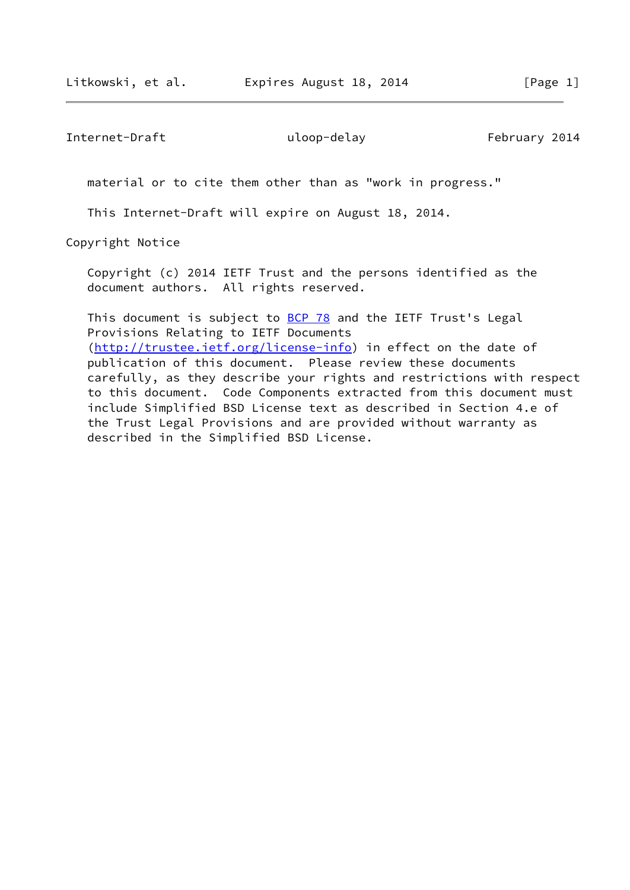material or to cite them other than as "work in progress."

This Internet-Draft will expire on August 18, 2014.

## Copyright Notice

Copyright (c) 2014 IETF Trust and the persons identified as the document authors. All rights reserved.

This document is subject to BCP 78 and the IETF Trust's Legal Provisions Relating to IETF Documents (http://trustee.ietf.org/license-info) in effect on the date of publication of this document. Please review these documents carefully, as they describe your rights and restrictions with respect to this document. Code Components extracted from this document must include Simplified BSD License text as described in Section 4.e of the Trust Legal Provisions and are provided without warranty as described in the Simplified BSD License.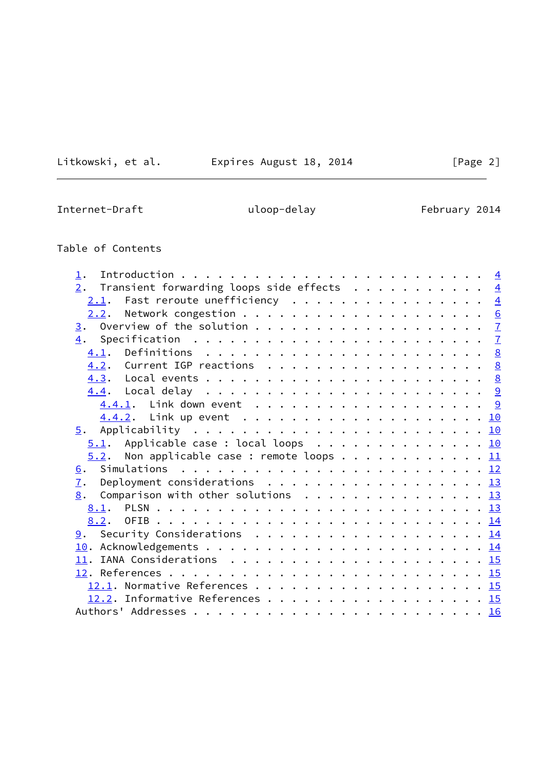Table of Contents

- 1. Introduction . . . . . . . . . . . . . . . . . . . . . . . . 4
- 2. Transient forwarding loops side effects . . . . . . . . . . . 4
  - 2.1. Fast reroute unefficiency . . . . . . . . . . . . . . . . 4
  - 2.2. Network congestion . . . . . . . . . . . . . . . . . . . 6
- 3. Overview of the solution . . . . . . . . . . . . . . . . . . 7
- 4. Specification . . . . . . . . . . . . . . . . . . . . . . . 7
  - 4.1. Definitions . . . . . . . . . . . . . . . . . . . . . . 8
  - 4.2. Current IGP reactions . . . . . . . . . . . . . . . . . 8
  - 4.3. Local events . . . . . . . . . . . . . . . . . . . . . . 8
  - 4.4. Local delay . . . . . . . . . . . . . . . . . . . . . . 9
    - 4.4.1. Link down event . . . . . . . . . . . . . . . . . . 9
    - 4.4.2. Link up event . . . . . . . . . . . . . . . . . . . 10
- 5. Applicability . . . . . . . . . . . . . . . . . . . . . . . 10
  - 5.1. Applicable case : local loops . . . . . . . . . . . . . 10
  - 5.2. Non applicable case : remote loops . . . . . . . . . . . 11
- 6. Simulations . . . . . . . . . . . . . . . . . . . . . . . . 12
- 7. Deployment considerations . . . . . . . . . . . . . . . . . 13
- 8. Comparison with other solutions . . . . . . . . . . . . . . 13
  - 8.1. PLSN . . . . . . . . . . . . . . . . . . . . . . . . . . 13
  - 8.2. OFIB . . . . . . . . . . . . . . . . . . . . . . . . . . 14
- 9. Security Considerations . . . . . . . . . . . . . . . . . . 14
- 10. Acknowledgements . . . . . . . . . . . . . . . . . . . . . . 14
- 11. IANA Considerations . . . . . . . . . . . . . . . . . . . . 15
- 12. References . . . . . . . . . . . . . . . . . . . . . . . . . 15
  - 12.1. Normative References . . . . . . . . . . . . . . . . . . 15
  - 12.2. Informative References . . . . . . . . . . . . . . . . . 15
- Authors' Addresses . . . . . . . . . . . . . . . . . . . . . . . 16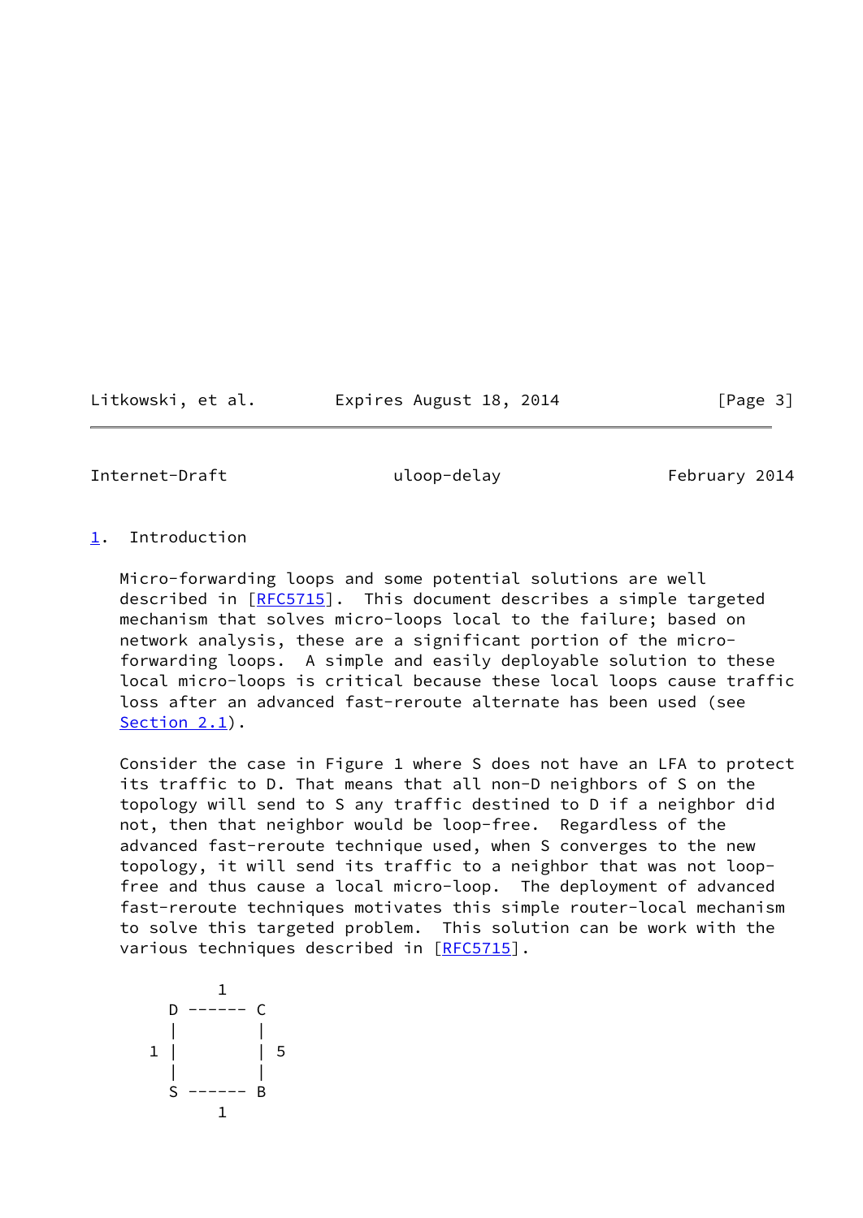## 1. Introduction

Micro-forwarding loops and some potential solutions are well described in [RFC5715]. This document describes a simple targeted mechanism that solves micro-loops local to the failure; based on network analysis, these are a significant portion of the micro-forwarding loops. A simple and easily deployable solution to these local micro-loops is critical because these local loops cause traffic loss after an advanced fast-reroute alternate has been used (see Section 2.1).

Consider the case in Figure 1 where S does not have an LFA to protect its traffic to D. That means that all non-D neighbors of S on the topology will send to S any traffic destined to D if a neighbor did not, then that neighbor would be loop-free. Regardless of the advanced fast-reroute technique used, when S converges to the new topology, it will send its traffic to a neighbor that was not loop-free and thus cause a local micro-loop. The deployment of advanced fast-reroute techniques motivates this simple router-local mechanism to solve this targeted problem. This solution can be work with the various techniques described in [RFC5715].

```
        1
    D ------ C
    |        |
  1 |        | 5
    |        |
    S ------ B
        1
```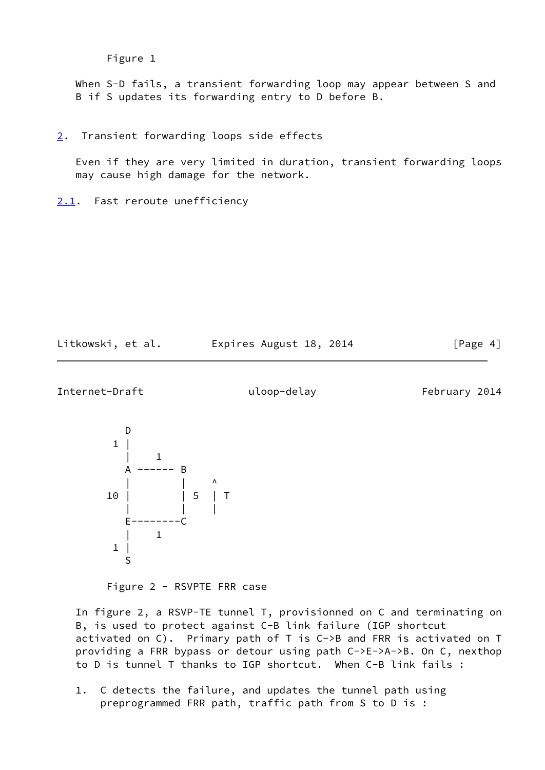Figure 1

When S-D fails, a transient forwarding loop may appear between S and B if S updates its forwarding entry to D before B.

## 2. Transient forwarding loops side effects

Even if they are very limited in duration, transient forwarding loops may cause high damage for the network.

### 2.1. Fast reroute unefficiency

```
           D
         1 |
           |    1
           A ------ B
           |        |    ^
        10 |        | 5  | T
           |        |    |
           E--------C
           |    1
         1 |
           S
```

Figure 2 - RSVPTE FRR case

In figure 2, a RSVP-TE tunnel T, provisionned on C and terminating on B, is used to protect against C-B link failure (IGP shortcut activated on C). Primary path of T is C->B and FRR is activated on T providing a FRR bypass or detour using path C->E->A->B. On C, nexthop to D is tunnel T thanks to IGP shortcut. When C-B link fails :

1. C detects the failure, and updates the tunnel path using preprogrammed FRR path, traffic path from S to D is :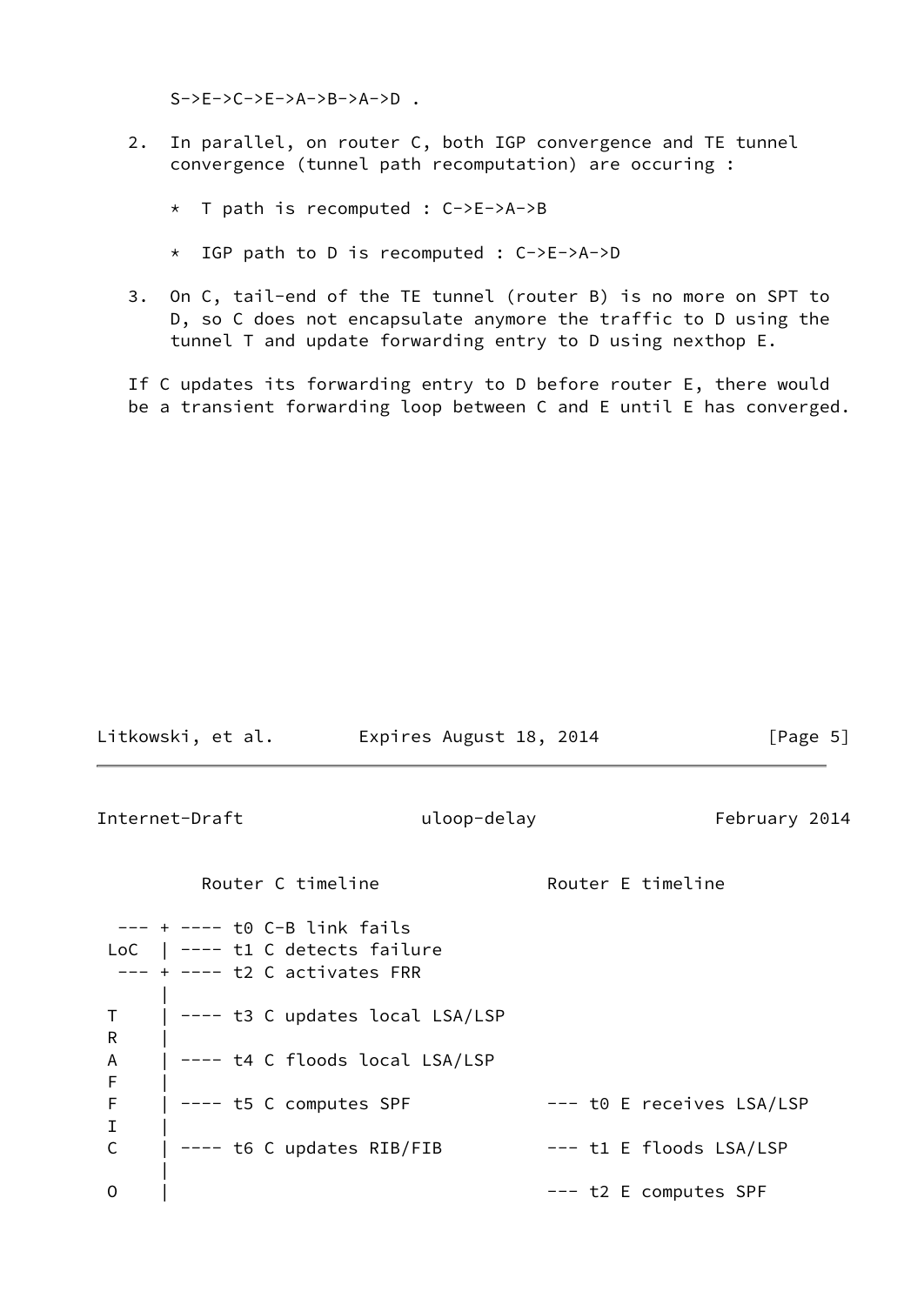S->E->C->E->A->B->A->D .

2. In parallel, on router C, both IGP convergence and TE tunnel convergence (tunnel path recomputation) are occuring :

   * T path is recomputed : C->E->A->B

   * IGP path to D is recomputed : C->E->A->D

3. On C, tail-end of the TE tunnel (router B) is no more on SPT to D, so C does not encapsulate anymore the traffic to D using the tunnel T and update forwarding entry to D using nexthop E.

If C updates its forwarding entry to D before router E, there would be a transient forwarding loop between C and E until E has converged.

```
          Router C timeline               Router E timeline

  --- + ---- t0 C-B link fails
 LoC  | ---- t1 C detects failure
  --- + ---- t2 C activates FRR
      |
 T    | ---- t3 C updates local LSA/LSP
 R    |
 A    | ---- t4 C floods local LSA/LSP
 F    |
 F    | ---- t5 C computes SPF           --- t0 E receives LSA/LSP
 I    |
 C    | ---- t6 C updates RIB/FIB        --- t1 E floods LSA/LSP
      |
 O    |                                  --- t2 E computes SPF
```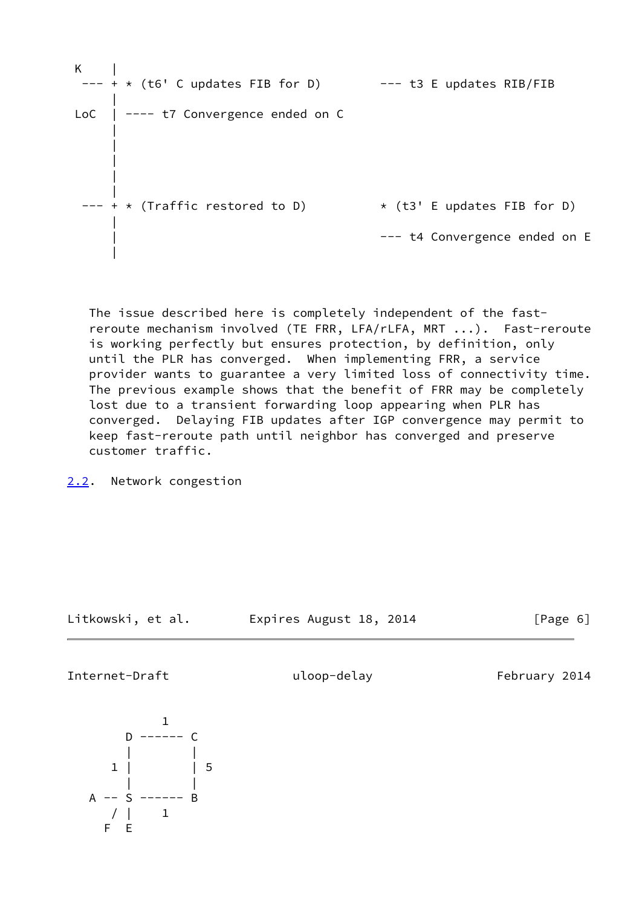```
 K    |
 --- + * (t6' C updates FIB for D)        --- t3 E updates RIB/FIB
     |
 LoC | ---- t7 Convergence ended on C
     |
     |
     |
     |
     |
 --- + * (Traffic restored to D)          * (t3' E updates FIB for D)
     |
     |                                    --- t4 Convergence ended on E
     |
```

The issue described here is completely independent of the fast-reroute mechanism involved (TE FRR, LFA/rLFA, MRT ...). Fast-reroute is working perfectly but ensures protection, by definition, only until the PLR has converged. When implementing FRR, a service provider wants to guarantee a very limited loss of connectivity time. The previous example shows that the benefit of FRR may be completely lost due to a transient forwarding loop appearing when PLR has converged. Delaying FIB updates after IGP convergence may permit to keep fast-reroute path until neighbor has converged and preserve customer traffic.

## 2.2. Network congestion

```
          1
       D ------ C
       |        |
     1 |        | 5
       |        |
    A -- S ------ B
       / |    1
      F  E
```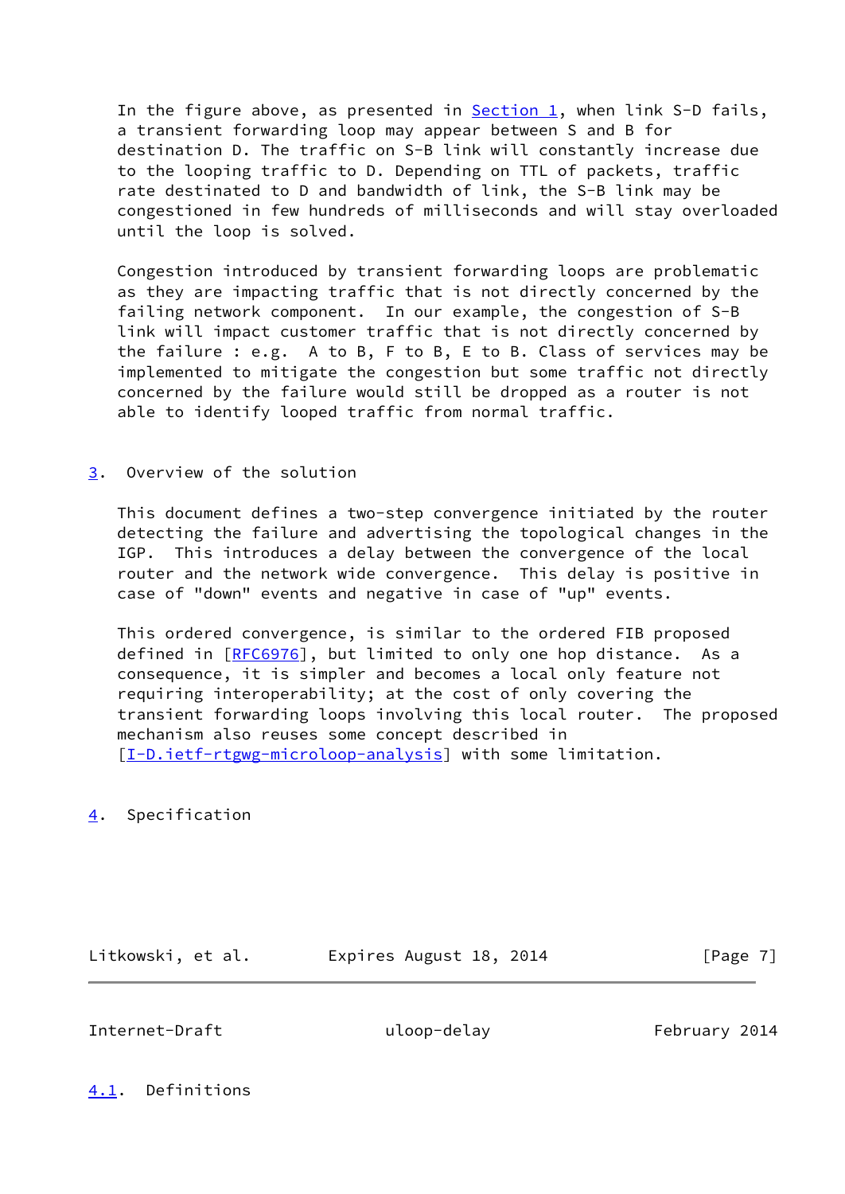In the figure above, as presented in Section 1, when link S-D fails, a transient forwarding loop may appear between S and B for destination D. The traffic on S-B link will constantly increase due to the looping traffic to D. Depending on TTL of packets, traffic rate destinated to D and bandwidth of link, the S-B link may be congestioned in few hundreds of milliseconds and will stay overloaded until the loop is solved.

Congestion introduced by transient forwarding loops are problematic as they are impacting traffic that is not directly concerned by the failing network component. In our example, the congestion of S-B link will impact customer traffic that is not directly concerned by the failure : e.g. A to B, F to B, E to B. Class of services may be implemented to mitigate the congestion but some traffic not directly concerned by the failure would still be dropped as a router is not able to identify looped traffic from normal traffic.

## 3. Overview of the solution

This document defines a two-step convergence initiated by the router detecting the failure and advertising the topological changes in the IGP. This introduces a delay between the convergence of the local router and the network wide convergence. This delay is positive in case of "down" events and negative in case of "up" events.

This ordered convergence, is similar to the ordered FIB proposed defined in [RFC6976], but limited to only one hop distance. As a consequence, it is simpler and becomes a local only feature not requiring interoperability; at the cost of only covering the transient forwarding loops involving this local router. The proposed mechanism also reuses some concept described in [I-D.ietf-rtgwg-microloop-analysis] with some limitation.

## 4. Specification

### 4.1. Definitions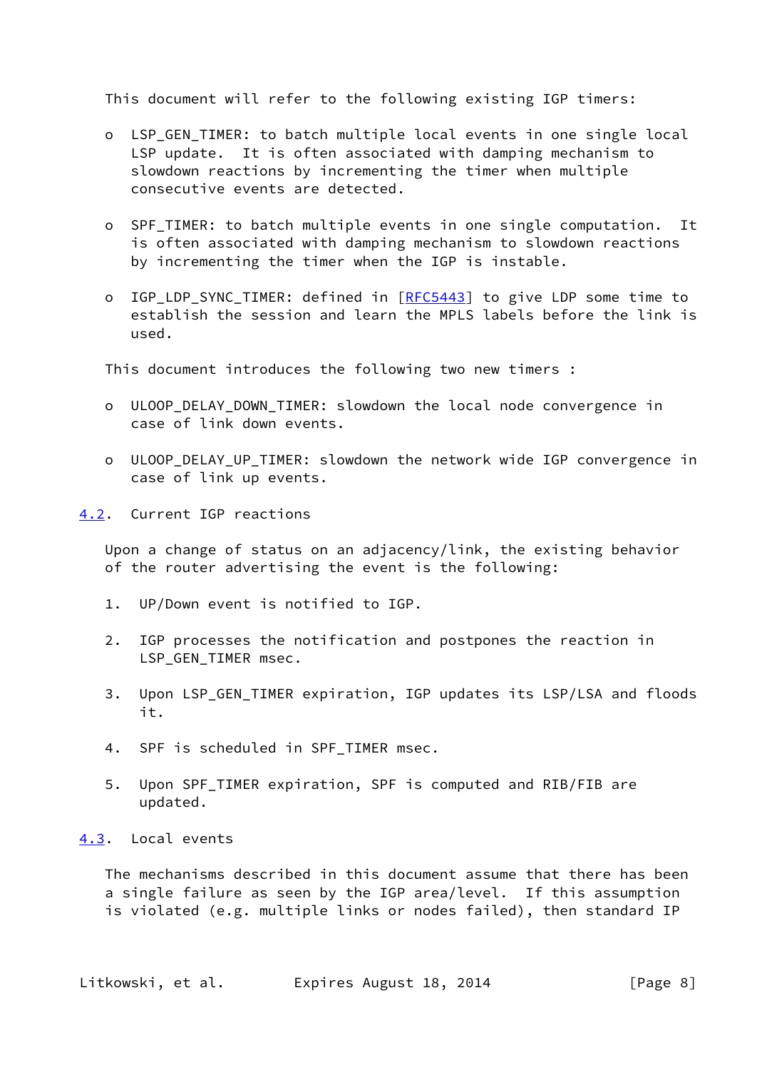This document will refer to the following existing IGP timers:

- LSP_GEN_TIMER: to batch multiple local events in one single local LSP update. It is often associated with damping mechanism to slowdown reactions by incrementing the timer when multiple consecutive events are detected.

- SPF_TIMER: to batch multiple events in one single computation. It is often associated with damping mechanism to slowdown reactions by incrementing the timer when the IGP is instable.

- IGP_LDP_SYNC_TIMER: defined in [RFC5443] to give LDP some time to establish the session and learn the MPLS labels before the link is used.

This document introduces the following two new timers :

- ULOOP_DELAY_DOWN_TIMER: slowdown the local node convergence in case of link down events.

- ULOOP_DELAY_UP_TIMER: slowdown the network wide IGP convergence in case of link up events.

## 4.2. Current IGP reactions

Upon a change of status on an adjacency/link, the existing behavior of the router advertising the event is the following:

1. UP/Down event is notified to IGP.

2. IGP processes the notification and postpones the reaction in LSP_GEN_TIMER msec.

3. Upon LSP_GEN_TIMER expiration, IGP updates its LSP/LSA and floods it.

4. SPF is scheduled in SPF_TIMER msec.

5. Upon SPF_TIMER expiration, SPF is computed and RIB/FIB are updated.

## 4.3. Local events

The mechanisms described in this document assume that there has been a single failure as seen by the IGP area/level. If this assumption is violated (e.g. multiple links or nodes failed), then standard IP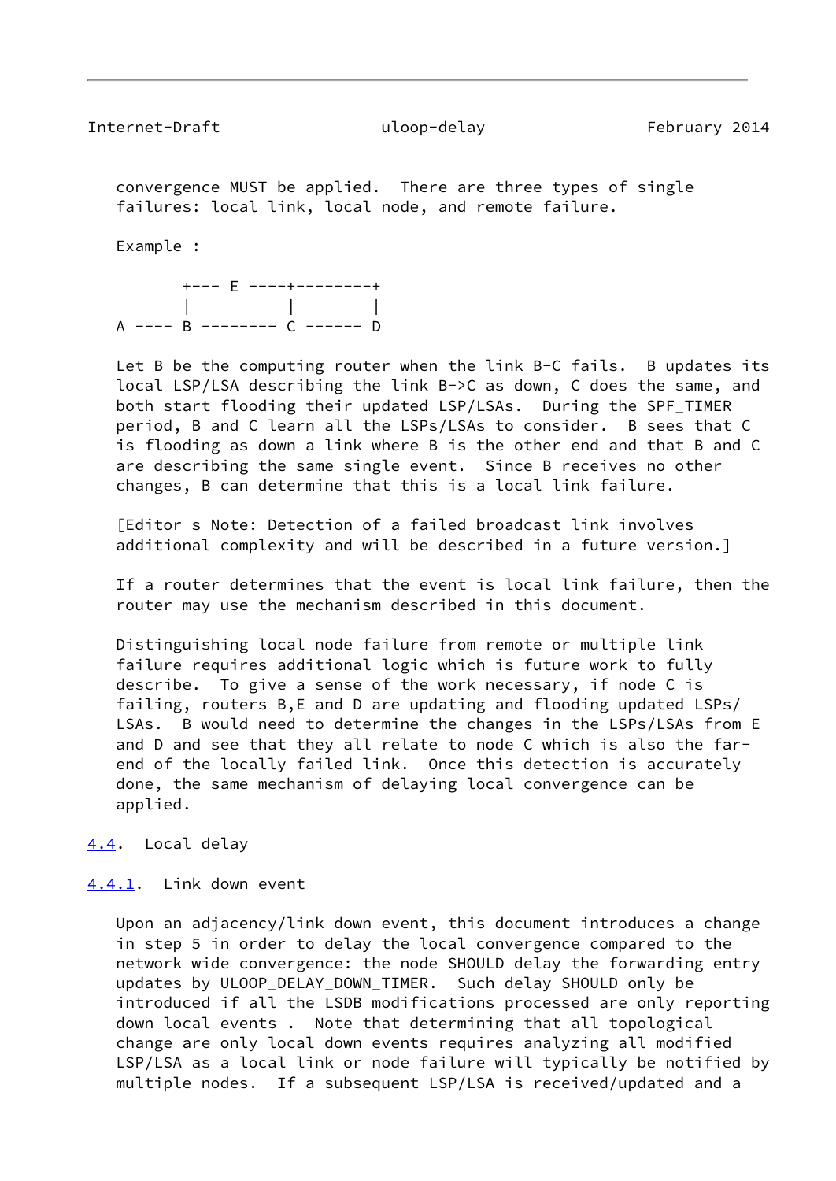convergence MUST be applied. There are three types of single failures: local link, local node, and remote failure.

Example :

```
       +--- E ----+--------+
       |          |        |
A ---- B -------- C ------ D
```

Let B be the computing router when the link B-C fails. B updates its local LSP/LSA describing the link B->C as down, C does the same, and both start flooding their updated LSP/LSAs. During the SPF_TIMER period, B and C learn all the LSPs/LSAs to consider. B sees that C is flooding as down a link where B is the other end and that B and C are describing the same single event. Since B receives no other changes, B can determine that this is a local link failure.

[Editor s Note: Detection of a failed broadcast link involves additional complexity and will be described in a future version.]

If a router determines that the event is local link failure, then the router may use the mechanism described in this document.

Distinguishing local node failure from remote or multiple link failure requires additional logic which is future work to fully describe. To give a sense of the work necessary, if node C is failing, routers B,E and D are updating and flooding updated LSPs/LSAs. B would need to determine the changes in the LSPs/LSAs from E and D and see that they all relate to node C which is also the far-end of the locally failed link. Once this detection is accurately done, the same mechanism of delaying local convergence can be applied.

### 4.4. Local delay

#### 4.4.1. Link down event

Upon an adjacency/link down event, this document introduces a change in step 5 in order to delay the local convergence compared to the network wide convergence: the node SHOULD delay the forwarding entry updates by ULOOP_DELAY_DOWN_TIMER. Such delay SHOULD only be introduced if all the LSDB modifications processed are only reporting down local events . Note that determining that all topological change are only local down events requires analyzing all modified LSP/LSA as a local link or node failure will typically be notified by multiple nodes. If a subsequent LSP/LSA is received/updated and a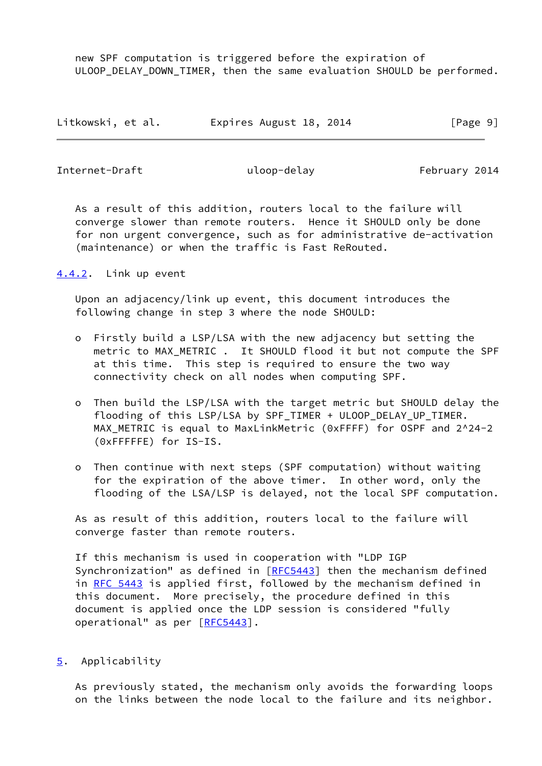new SPF computation is triggered before the expiration of ULOOP_DELAY_DOWN_TIMER, then the same evaluation SHOULD be performed.

As a result of this addition, routers local to the failure will converge slower than remote routers. Hence it SHOULD only be done for non urgent convergence, such as for administrative de-activation (maintenance) or when the traffic is Fast ReRouted.

### 4.4.2. Link up event

Upon an adjacency/link up event, this document introduces the following change in step 3 where the node SHOULD:

- Firstly build a LSP/LSA with the new adjacency but setting the metric to MAX_METRIC . It SHOULD flood it but not compute the SPF at this time. This step is required to ensure the two way connectivity check on all nodes when computing SPF.

- Then build the LSP/LSA with the target metric but SHOULD delay the flooding of this LSP/LSA by SPF_TIMER + ULOOP_DELAY_UP_TIMER. MAX_METRIC is equal to MaxLinkMetric (0xFFFF) for OSPF and 2^24-2 (0xFFFFFE) for IS-IS.

- Then continue with next steps (SPF computation) without waiting for the expiration of the above timer. In other word, only the flooding of the LSA/LSP is delayed, not the local SPF computation.

As as result of this addition, routers local to the failure will converge faster than remote routers.

If this mechanism is used in cooperation with "LDP IGP Synchronization" as defined in [RFC5443] then the mechanism defined in RFC 5443 is applied first, followed by the mechanism defined in this document. More precisely, the procedure defined in this document is applied once the LDP session is considered "fully operational" as per [RFC5443].

## 5. Applicability

As previously stated, the mechanism only avoids the forwarding loops on the links between the node local to the failure and its neighbor.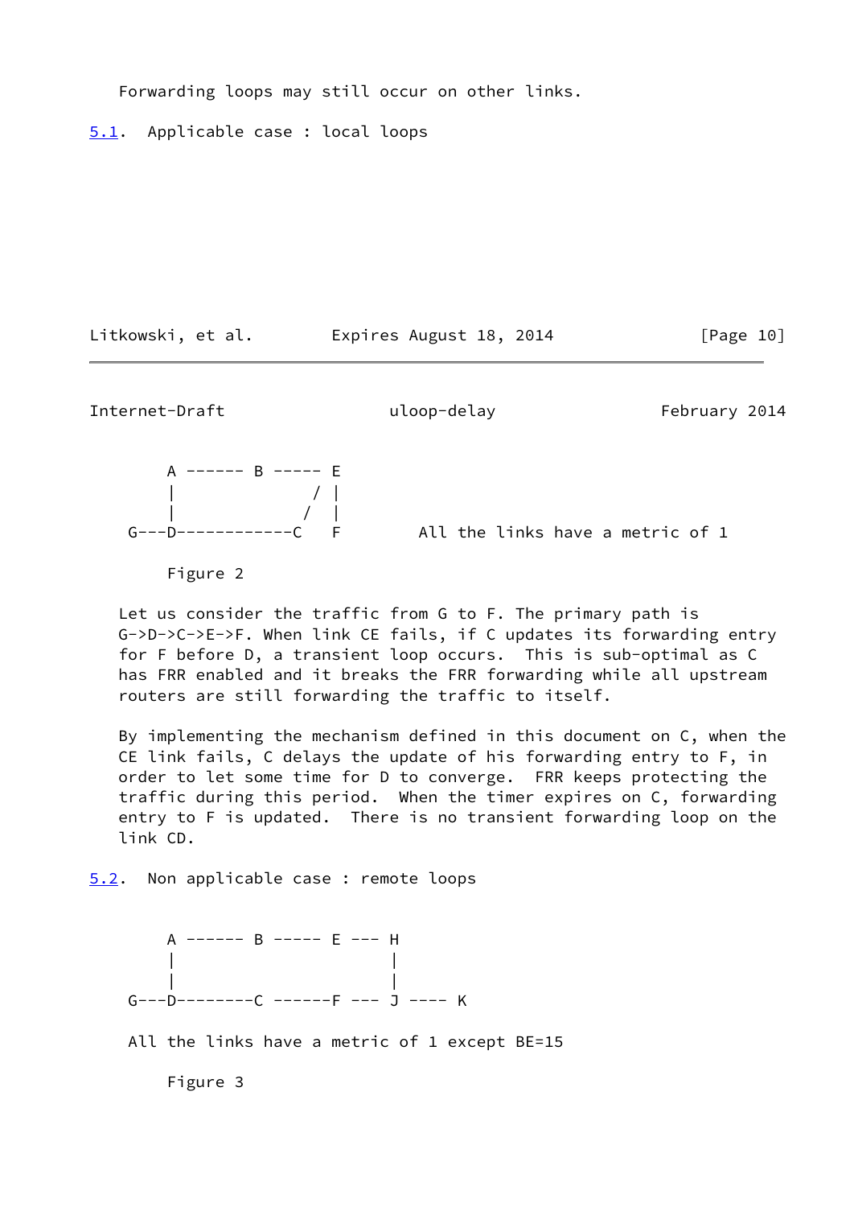Forwarding loops may still occur on other links.

## 5.1. Applicable case : local loops

```
     A ------ B ----- E
     |              / |
     |             /  |
 G---D------------C   F       All the links have a metric of 1
```

Figure 2

Let us consider the traffic from G to F. The primary path is G->D->C->E->F. When link CE fails, if C updates its forwarding entry for F before D, a transient loop occurs. This is sub-optimal as C has FRR enabled and it breaks the FRR forwarding while all upstream routers are still forwarding the traffic to itself.

By implementing the mechanism defined in this document on C, when the CE link fails, C delays the update of his forwarding entry to F, in order to let some time for D to converge. FRR keeps protecting the traffic during this period. When the timer expires on C, forwarding entry to F is updated. There is no transient forwarding loop on the link CD.

## 5.2. Non applicable case : remote loops

```
     A ------ B ----- E --- H
     |                      |
     |                      |
 G---D--------C ------F --- J ---- K

 All the links have a metric of 1 except BE=15
```

Figure 3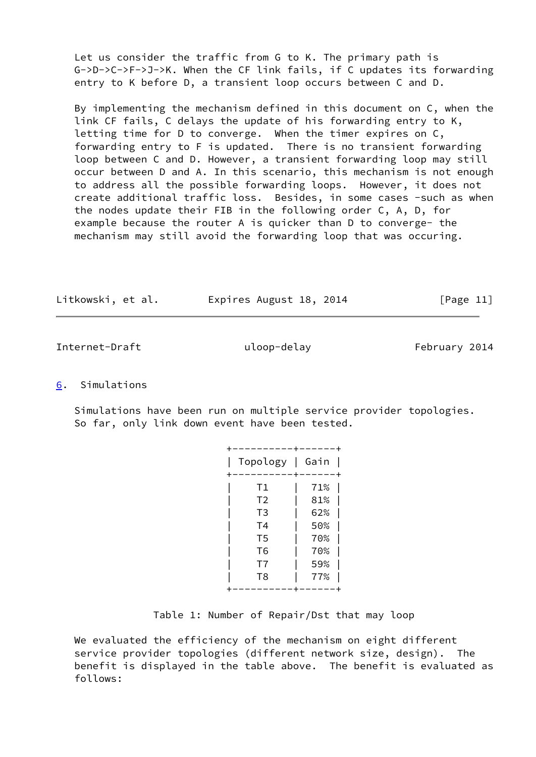Let us consider the traffic from G to K. The primary path is G->D->C->F->J->K. When the CF link fails, if C updates its forwarding entry to K before D, a transient loop occurs between C and D.

By implementing the mechanism defined in this document on C, when the link CF fails, C delays the update of his forwarding entry to K, letting time for D to converge. When the timer expires on C, forwarding entry to F is updated. There is no transient forwarding loop between C and D. However, a transient forwarding loop may still occur between D and A. In this scenario, this mechanism is not enough to address all the possible forwarding loops. However, it does not create additional traffic loss. Besides, in some cases -such as when the nodes update their FIB in the following order C, A, D, for example because the router A is quicker than D to converge- the mechanism may still avoid the forwarding loop that was occuring.

## 6. Simulations

Simulations have been run on multiple service provider topologies. So far, only link down event have been tested.

| Topology | Gain |
|---|---|
| T1 | 71% |
| T2 | 81% |
| T3 | 62% |
| T4 | 50% |
| T5 | 70% |
| T6 | 70% |
| T7 | 59% |
| T8 | 77% |

Table 1: Number of Repair/Dst that may loop

We evaluated the efficiency of the mechanism on eight different service provider topologies (different network size, design). The benefit is displayed in the table above. The benefit is evaluated as follows: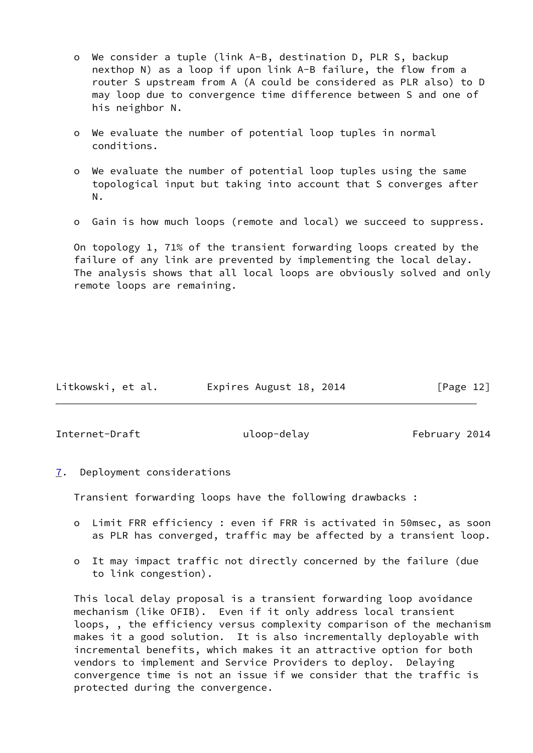- We consider a tuple (link A-B, destination D, PLR S, backup nexthop N) as a loop if upon link A-B failure, the flow from a router S upstream from A (A could be considered as PLR also) to D may loop due to convergence time difference between S and one of his neighbor N.

- We evaluate the number of potential loop tuples in normal conditions.

- We evaluate the number of potential loop tuples using the same topological input but taking into account that S converges after N.

- Gain is how much loops (remote and local) we succeed to suppress.

On topology 1, 71% of the transient forwarding loops created by the failure of any link are prevented by implementing the local delay. The analysis shows that all local loops are obviously solved and only remote loops are remaining.

## 7. Deployment considerations

Transient forwarding loops have the following drawbacks :

- Limit FRR efficiency : even if FRR is activated in 50msec, as soon as PLR has converged, traffic may be affected by a transient loop.

- It may impact traffic not directly concerned by the failure (due to link congestion).

This local delay proposal is a transient forwarding loop avoidance mechanism (like OFIB). Even if it only address local transient loops, , the efficiency versus complexity comparison of the mechanism makes it a good solution. It is also incrementally deployable with incremental benefits, which makes it an attractive option for both vendors to implement and Service Providers to deploy. Delaying convergence time is not an issue if we consider that the traffic is protected during the convergence.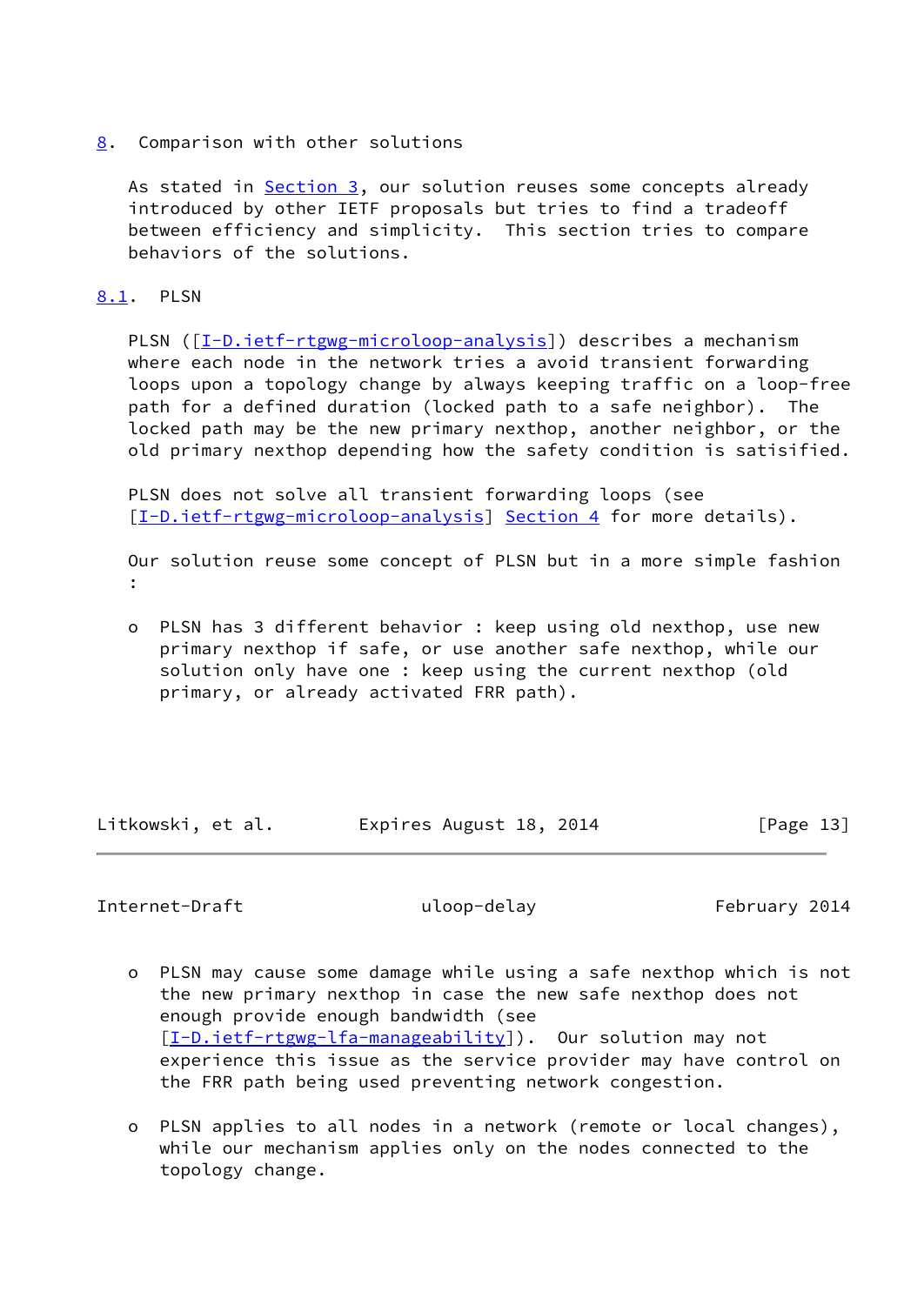## 8. Comparison with other solutions

As stated in Section 3, our solution reuses some concepts already introduced by other IETF proposals but tries to find a tradeoff between efficiency and simplicity. This section tries to compare behaviors of the solutions.

### 8.1. PLSN

PLSN ([I-D.ietf-rtgwg-microloop-analysis]) describes a mechanism where each node in the network tries a avoid transient forwarding loops upon a topology change by always keeping traffic on a loop-free path for a defined duration (locked path to a safe neighbor). The locked path may be the new primary nexthop, another neighbor, or the old primary nexthop depending how the safety condition is satisified.

PLSN does not solve all transient forwarding loops (see [I-D.ietf-rtgwg-microloop-analysis] Section 4 for more details).

Our solution reuse some concept of PLSN but in a more simple fashion :

- PLSN has 3 different behavior : keep using old nexthop, use new primary nexthop if safe, or use another safe nexthop, while our solution only have one : keep using the current nexthop (old primary, or already activated FRR path).
- PLSN may cause some damage while using a safe nexthop which is not the new primary nexthop in case the new safe nexthop does not enough provide enough bandwidth (see [I-D.ietf-rtgwg-lfa-manageability]). Our solution may not experience this issue as the service provider may have control on the FRR path being used preventing network congestion.
- PLSN applies to all nodes in a network (remote or local changes), while our mechanism applies only on the nodes connected to the topology change.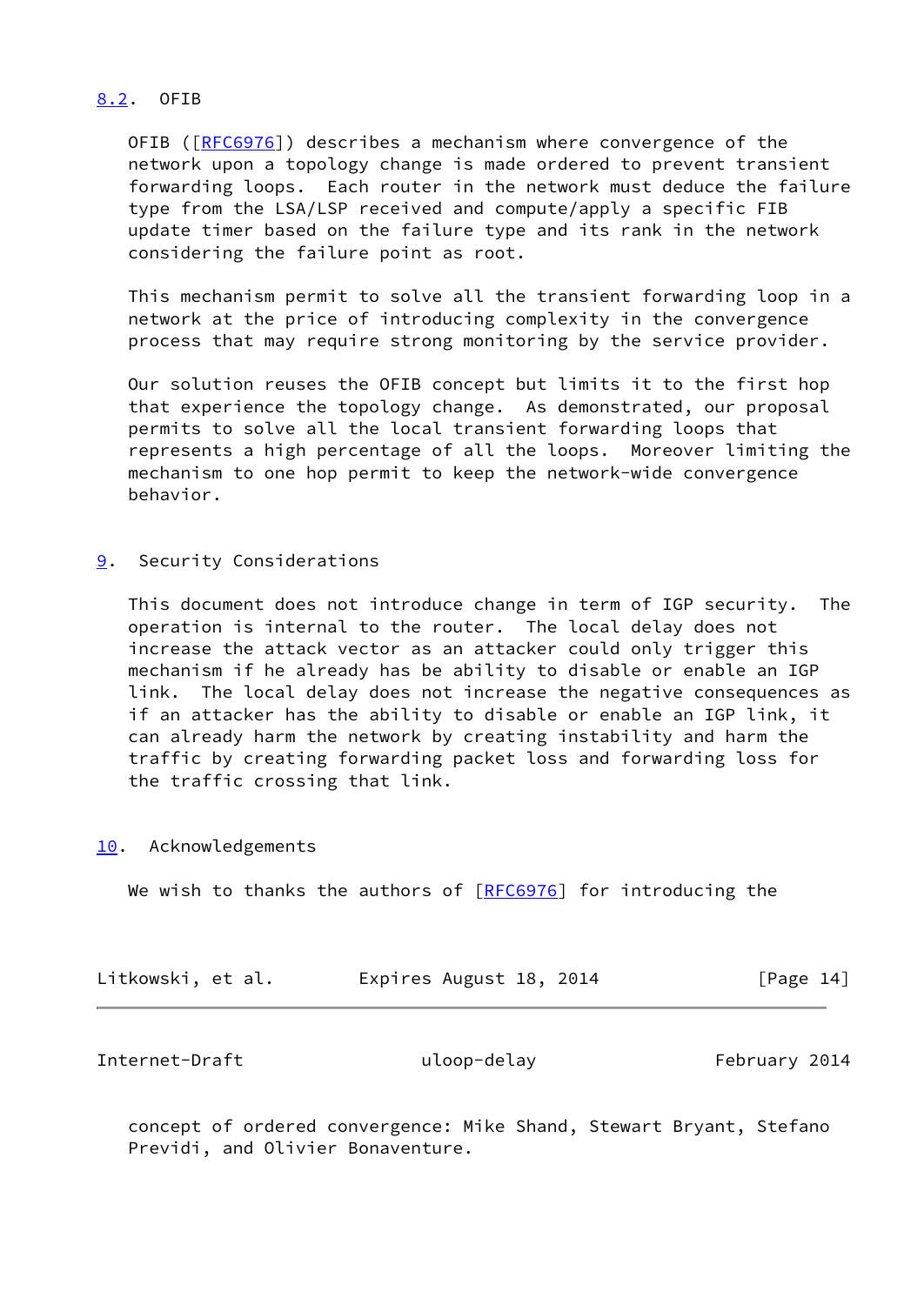### 8.2. OFIB

OFIB ([RFC6976]) describes a mechanism where convergence of the network upon a topology change is made ordered to prevent transient forwarding loops. Each router in the network must deduce the failure type from the LSA/LSP received and compute/apply a specific FIB update timer based on the failure type and its rank in the network considering the failure point as root.

This mechanism permit to solve all the transient forwarding loop in a network at the price of introducing complexity in the convergence process that may require strong monitoring by the service provider.

Our solution reuses the OFIB concept but limits it to the first hop that experience the topology change. As demonstrated, our proposal permits to solve all the local transient forwarding loops that represents a high percentage of all the loops. Moreover limiting the mechanism to one hop permit to keep the network-wide convergence behavior.

## 9. Security Considerations

This document does not introduce change in term of IGP security. The operation is internal to the router. The local delay does not increase the attack vector as an attacker could only trigger this mechanism if he already has be ability to disable or enable an IGP link. The local delay does not increase the negative consequences as if an attacker has the ability to disable or enable an IGP link, it can already harm the network by creating instability and harm the traffic by creating forwarding packet loss and forwarding loss for the traffic crossing that link.

## 10. Acknowledgements

We wish to thanks the authors of [RFC6976] for introducing the concept of ordered convergence: Mike Shand, Stewart Bryant, Stefano Previdi, and Olivier Bonaventure.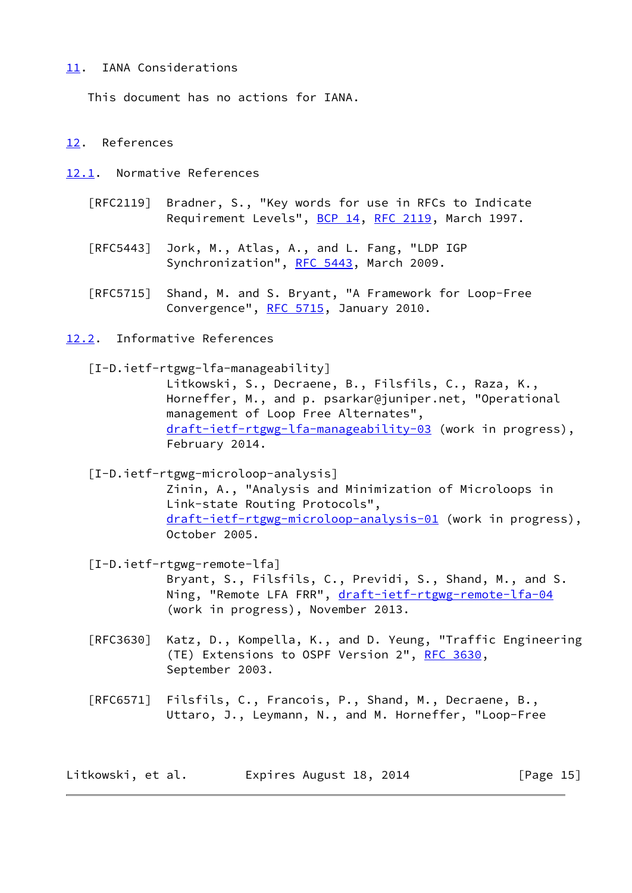## 11. IANA Considerations

This document has no actions for IANA.

## 12. References

### 12.1. Normative References

[RFC2119] Bradner, S., "Key words for use in RFCs to Indicate Requirement Levels", BCP 14, RFC 2119, March 1997.

[RFC5443] Jork, M., Atlas, A., and L. Fang, "LDP IGP Synchronization", RFC 5443, March 2009.

[RFC5715] Shand, M. and S. Bryant, "A Framework for Loop-Free Convergence", RFC 5715, January 2010.

### 12.2. Informative References

[I-D.ietf-rtgwg-lfa-manageability]
Litkowski, S., Decraene, B., Filsfils, C., Raza, K., Horneffer, M., and p. psarkar@juniper.net, "Operational management of Loop Free Alternates", draft-ietf-rtgwg-lfa-manageability-03 (work in progress), February 2014.

[I-D.ietf-rtgwg-microloop-analysis]
Zinin, A., "Analysis and Minimization of Microloops in Link-state Routing Protocols", draft-ietf-rtgwg-microloop-analysis-01 (work in progress), October 2005.

[I-D.ietf-rtgwg-remote-lfa]
Bryant, S., Filsfils, C., Previdi, S., Shand, M., and S. Ning, "Remote LFA FRR", draft-ietf-rtgwg-remote-lfa-04 (work in progress), November 2013.

[RFC3630] Katz, D., Kompella, K., and D. Yeung, "Traffic Engineering (TE) Extensions to OSPF Version 2", RFC 3630, September 2003.

[RFC6571] Filsfils, C., Francois, P., Shand, M., Decraene, B., Uttaro, J., Leymann, N., and M. Horneffer, "Loop-Free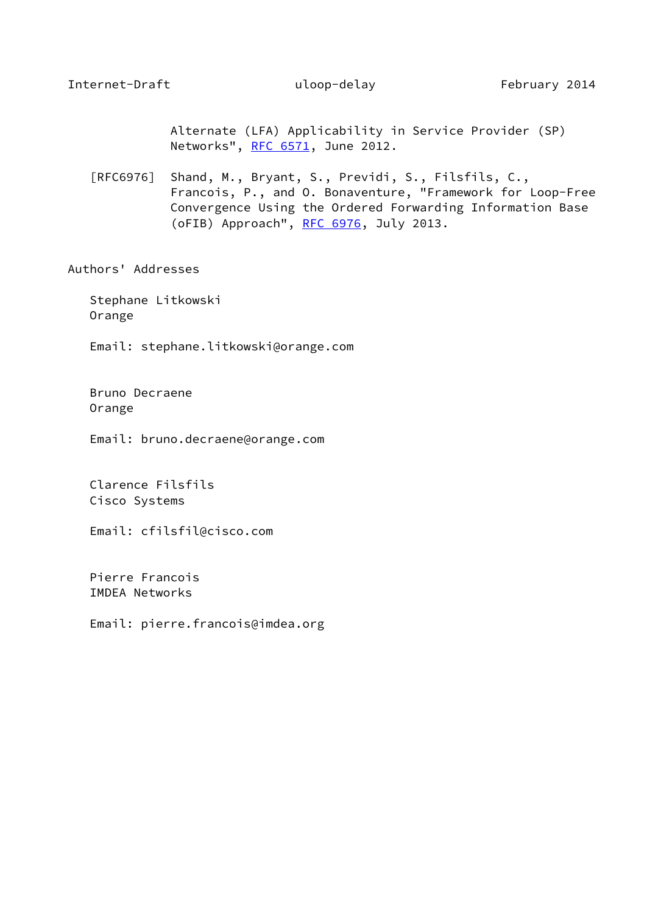Alternate (LFA) Applicability in Service Provider (SP) Networks", RFC 6571, June 2012.

[RFC6976] Shand, M., Bryant, S., Previdi, S., Filsfils, C., Francois, P., and O. Bonaventure, "Framework for Loop-Free Convergence Using the Ordered Forwarding Information Base (oFIB) Approach", RFC 6976, July 2013.

## Authors' Addresses

Stephane Litkowski
Orange

Email: stephane.litkowski@orange.com

Bruno Decraene
Orange

Email: bruno.decraene@orange.com

Clarence Filsfils
Cisco Systems

Email: cfilsfil@cisco.com

Pierre Francois
IMDEA Networks

Email: pierre.francois@imdea.org